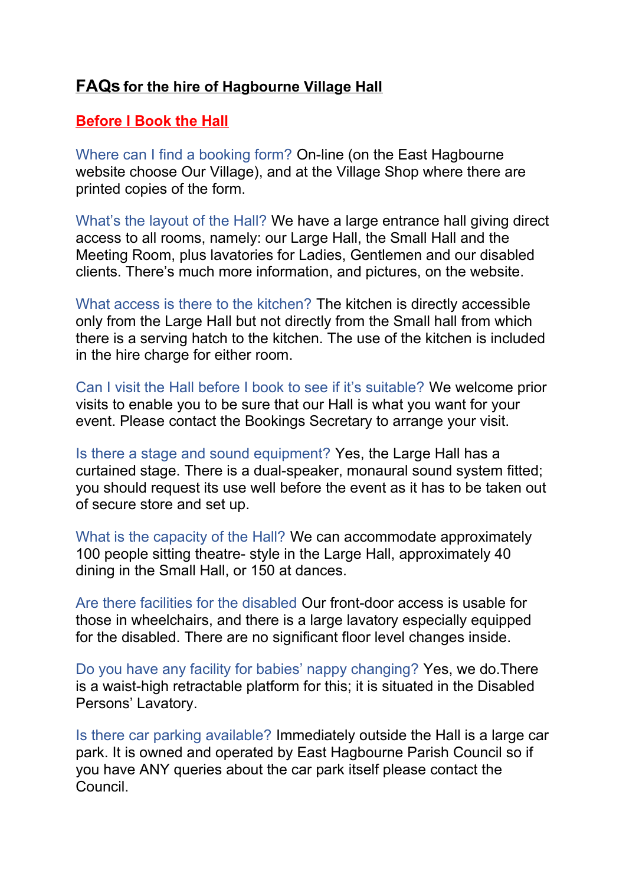# FAQs for the hire of Hagbourne Village Hall

## Before I Book the Hall

Where can I find a booking form? On-line (on the East Hagbourne website choose Our Village), and at the Village Shop where there are printed copies of the form.

What's the layout of the Hall? We have a large entrance hall giving direct access to all rooms, namely: our Large Hall, the Small Hall and the Meeting Room, plus lavatories for Ladies, Gentlemen and our disabled clients. There's much more information, and pictures, on the website.

What access is there to the kitchen? The kitchen is directly accessible only from the Large Hall but not directly from the Small hall from which there is a serving hatch to the kitchen. The use of the kitchen is included in the hire charge for either room.

Can I visit the Hall before I book to see if it's suitable? We welcome prior visits to enable you to be sure that our Hall is what you want for your event. Please contact the Bookings Secretary to arrange your visit.

Is there a stage and sound equipment? Yes, the Large Hall has a curtained stage. There is a dual-speaker, monaural sound system fitted; you should request its use well before the event as it has to be taken out of secure store and set up.

What is the capacity of the Hall? We can accommodate approximately 100 people sitting theatre- style in the Large Hall, approximately 40 dining in the Small Hall, or 150 at dances.

Are there facilities for the disabled Our front-door access is usable for those in wheelchairs, and there is a large lavatory especially equipped for the disabled. There are no significant floor level changes inside.

Do you have any facility for babies' nappy changing? Yes, we do.There is a waist-high retractable platform for this; it is situated in the Disabled Persons' Lavatory.

Is there car parking available? Immediately outside the Hall is a large car park. It is owned and operated by East Hagbourne Parish Council so if you have ANY queries about the car park itself please contact the Council.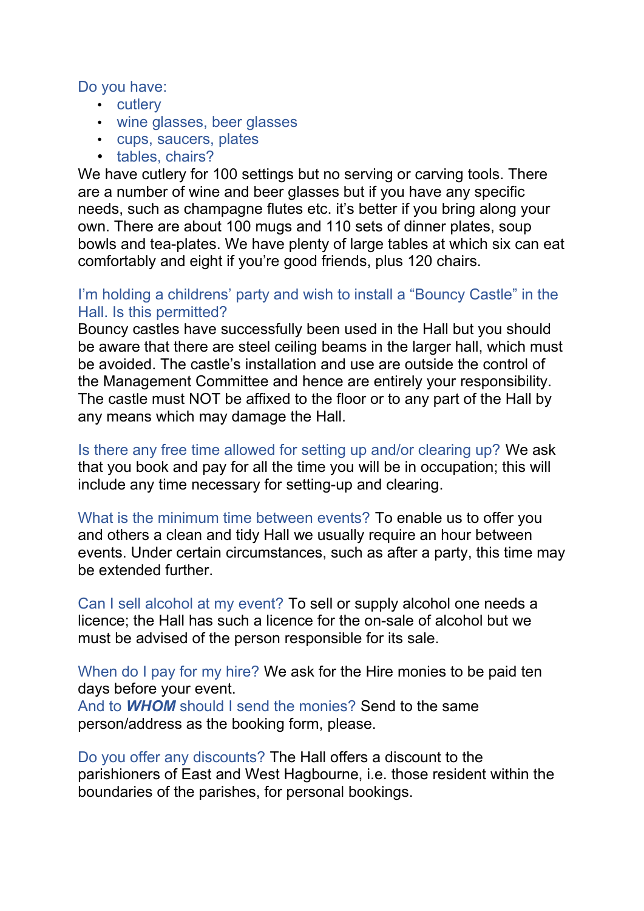Do you have:

- cutlery
- wine glasses, beer glasses
- cups, saucers, plates
- tables, chairs?

We have cutlery for 100 settings but no serving or carving tools. There are a number of wine and beer glasses but if you have any specific needs, such as champagne flutes etc. it's better if you bring along your own. There are about 100 mugs and 110 sets of dinner plates, soup bowls and tea-plates. We have plenty of large tables at which six can eat comfortably and eight if you're good friends, plus 120 chairs.

I'm holding a childrens' party and wish to install a "Bouncy Castle" in the Hall. Is this permitted?
Bouncy castles have successfully been used in the Hall but you should be aware that there are steel ceiling beams in the larger hall, which must be avoided. The castle's installation and use are outside the control of the Management Committee and hence are entirely your responsibility. The castle must NOT be affixed to the floor or to any part of the Hall by any means which may damage the Hall.

Is there any free time allowed for setting up and/or clearing up? We ask that you book and pay for all the time you will be in occupation; this will include any time necessary for setting-up and clearing.

What is the minimum time between events? To enable us to offer you and others a clean and tidy Hall we usually require an hour between events. Under certain circumstances, such as after a party, this time may be extended further.

Can I sell alcohol at my event? To sell or supply alcohol one needs a licence; the Hall has such a licence for the on-sale of alcohol but we must be advised of the person responsible for its sale.

When do I pay for my hire? We ask for the Hire monies to be paid ten days before your event.
And to ***WHOM*** should I send the monies? Send to the same person/address as the booking form, please.

Do you offer any discounts? The Hall offers a discount to the parishioners of East and West Hagbourne, i.e. those resident within the boundaries of the parishes, for personal bookings.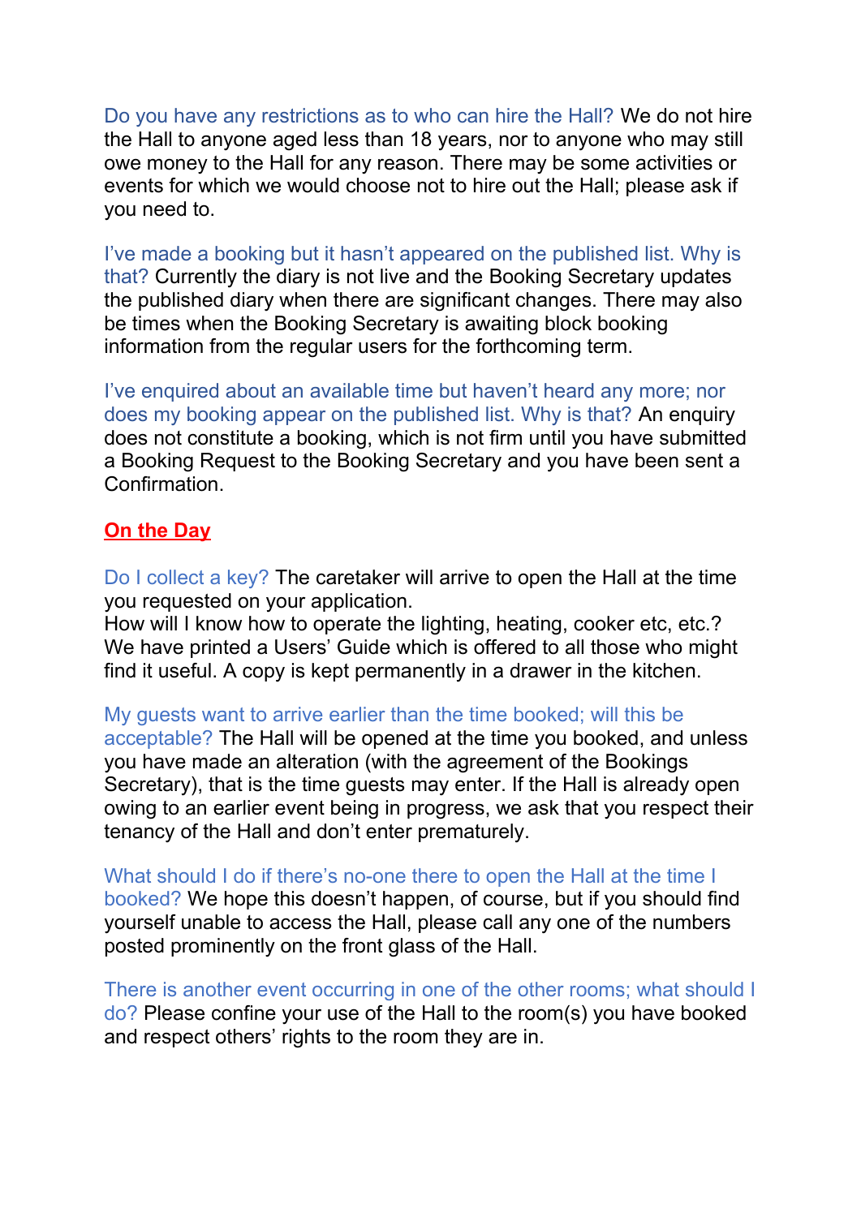Do you have any restrictions as to who can hire the Hall? We do not hire the Hall to anyone aged less than 18 years, nor to anyone who may still owe money to the Hall for any reason. There may be some activities or events for which we would choose not to hire out the Hall; please ask if you need to.

I've made a booking but it hasn't appeared on the published list. Why is that? Currently the diary is not live and the Booking Secretary updates the published diary when there are significant changes. There may also be times when the Booking Secretary is awaiting block booking information from the regular users for the forthcoming term.

I've enquired about an available time but haven't heard any more; nor does my booking appear on the published list. Why is that? An enquiry does not constitute a booking, which is not firm until you have submitted a Booking Request to the Booking Secretary and you have been sent a Confirmation.

## On the Day

Do I collect a key? The caretaker will arrive to open the Hall at the time you requested on your application.
How will I know how to operate the lighting, heating, cooker etc, etc.? We have printed a Users' Guide which is offered to all those who might find it useful. A copy is kept permanently in a drawer in the kitchen.

My guests want to arrive earlier than the time booked; will this be acceptable? The Hall will be opened at the time you booked, and unless you have made an alteration (with the agreement of the Bookings Secretary), that is the time guests may enter. If the Hall is already open owing to an earlier event being in progress, we ask that you respect their tenancy of the Hall and don't enter prematurely.

What should I do if there's no-one there to open the Hall at the time I booked? We hope this doesn't happen, of course, but if you should find yourself unable to access the Hall, please call any one of the numbers posted prominently on the front glass of the Hall.

There is another event occurring in one of the other rooms; what should I do? Please confine your use of the Hall to the room(s) you have booked and respect others' rights to the room they are in.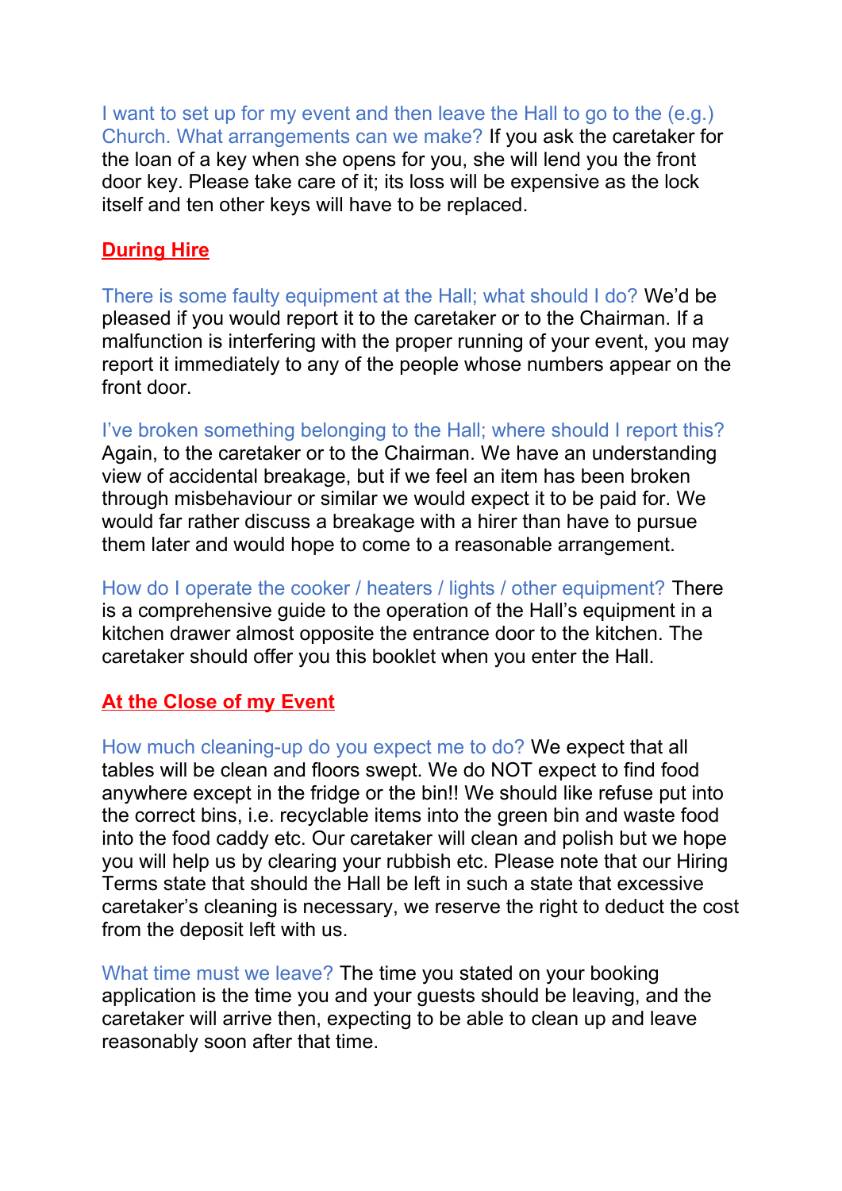I want to set up for my event and then leave the Hall to go to the (e.g.) Church. What arrangements can we make? If you ask the caretaker for the loan of a key when she opens for you, she will lend you the front door key. Please take care of it; its loss will be expensive as the lock itself and ten other keys will have to be replaced.

## During Hire

There is some faulty equipment at the Hall; what should I do? We'd be pleased if you would report it to the caretaker or to the Chairman. If a malfunction is interfering with the proper running of your event, you may report it immediately to any of the people whose numbers appear on the front door.

I've broken something belonging to the Hall; where should I report this? Again, to the caretaker or to the Chairman. We have an understanding view of accidental breakage, but if we feel an item has been broken through misbehaviour or similar we would expect it to be paid for. We would far rather discuss a breakage with a hirer than have to pursue them later and would hope to come to a reasonable arrangement.

How do I operate the cooker / heaters / lights / other equipment? There is a comprehensive guide to the operation of the Hall's equipment in a kitchen drawer almost opposite the entrance door to the kitchen. The caretaker should offer you this booklet when you enter the Hall.

## At the Close of my Event

How much cleaning-up do you expect me to do? We expect that all tables will be clean and floors swept. We do NOT expect to find food anywhere except in the fridge or the bin!! We should like refuse put into the correct bins, i.e. recyclable items into the green bin and waste food into the food caddy etc. Our caretaker will clean and polish but we hope you will help us by clearing your rubbish etc. Please note that our Hiring Terms state that should the Hall be left in such a state that excessive caretaker's cleaning is necessary, we reserve the right to deduct the cost from the deposit left with us.

What time must we leave? The time you stated on your booking application is the time you and your guests should be leaving, and the caretaker will arrive then, expecting to be able to clean up and leave reasonably soon after that time.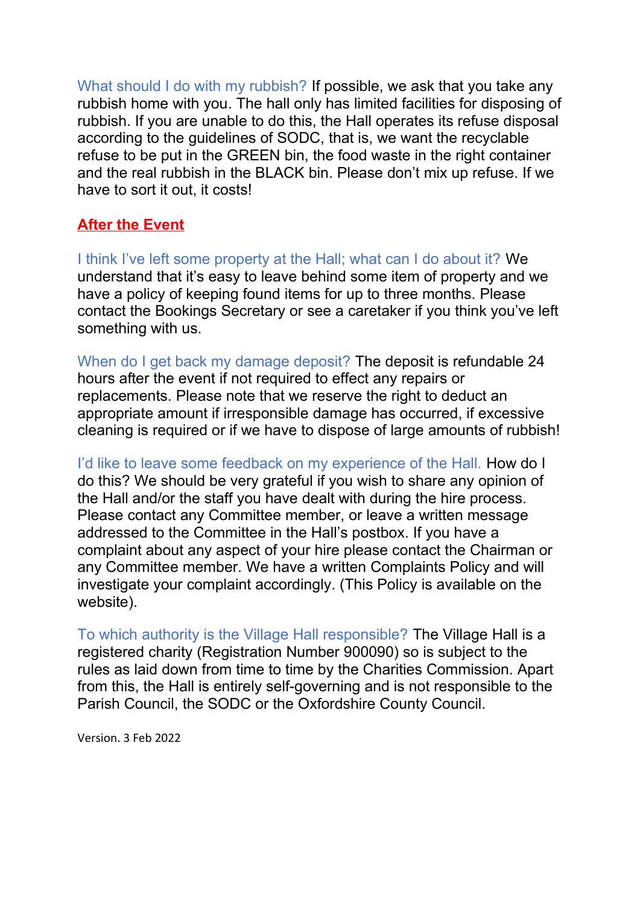What should I do with my rubbish? If possible, we ask that you take any rubbish home with you. The hall only has limited facilities for disposing of rubbish. If you are unable to do this, the Hall operates its refuse disposal according to the guidelines of SODC, that is, we want the recyclable refuse to be put in the GREEN bin, the food waste in the right container and the real rubbish in the BLACK bin. Please don't mix up refuse. If we have to sort it out, it costs!

## **After the Event**

I think I've left some property at the Hall; what can I do about it? We understand that it's easy to leave behind some item of property and we have a policy of keeping found items for up to three months. Please contact the Bookings Secretary or see a caretaker if you think you've left something with us.

When do I get back my damage deposit? The deposit is refundable 24 hours after the event if not required to effect any repairs or replacements. Please note that we reserve the right to deduct an appropriate amount if irresponsible damage has occurred, if excessive cleaning is required or if we have to dispose of large amounts of rubbish!

I'd like to leave some feedback on my experience of the Hall. How do I do this? We should be very grateful if you wish to share any opinion of the Hall and/or the staff you have dealt with during the hire process. Please contact any Committee member, or leave a written message addressed to the Committee in the Hall's postbox. If you have a complaint about any aspect of your hire please contact the Chairman or any Committee member. We have a written Complaints Policy and will investigate your complaint accordingly. (This Policy is available on the website).

To which authority is the Village Hall responsible? The Village Hall is a registered charity (Registration Number 900090) so is subject to the rules as laid down from time to time by the Charities Commission. Apart from this, the Hall is entirely self-governing and is not responsible to the Parish Council, the SODC or the Oxfordshire County Council.

Version. 3 Feb 2022